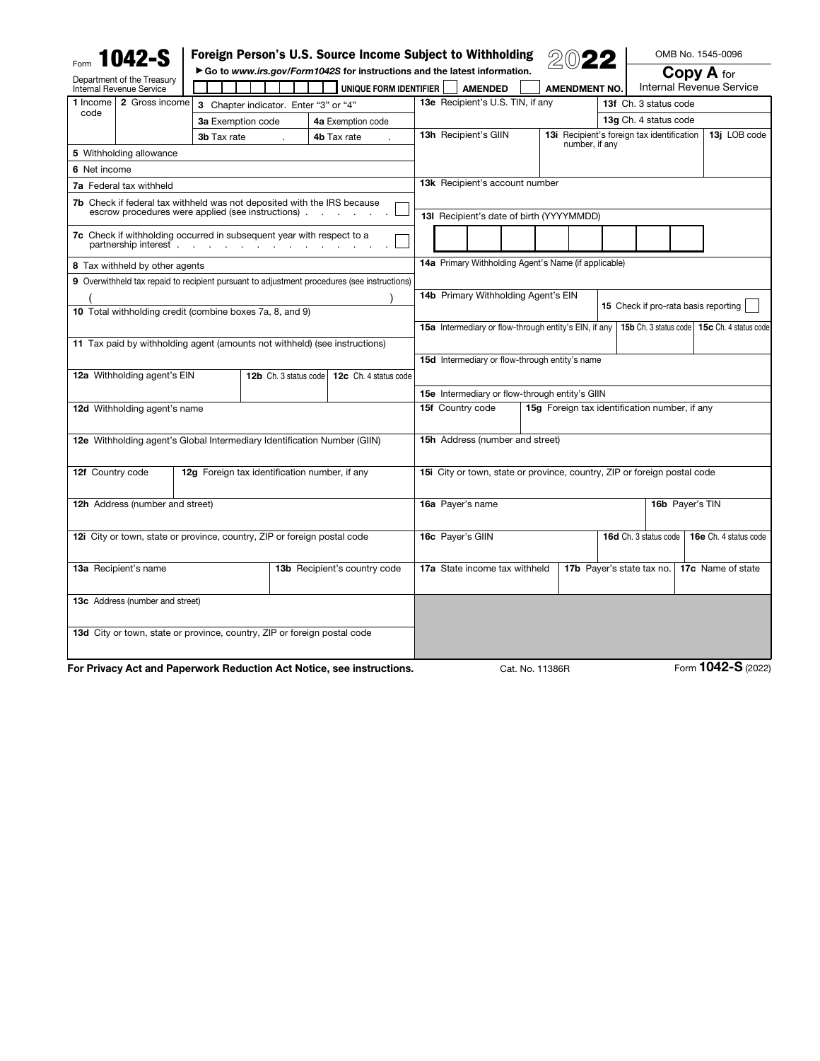Form **1042-S**

Department of the Treasury
Internal Revenue Service

**Foreign Person's U.S. Source Income Subject to Withholding**

▶ Go to *www.irs.gov/Form1042S* for instructions and the latest information.

**2022**

OMB No. 1545-0096

**Copy A** for Internal Revenue Service

UNIQUE FORM IDENTIFIER ☐ AMENDED ☐ AMENDMENT NO.

| | |
|---|---|
| **1** Income code | **2** Gross income |
| **3** Chapter indicator. Enter "3" or "4" | |
| **3a** Exemption code | **4a** Exemption code |
| **3b** Tax rate . | **4b** Tax rate . |

**5** Withholding allowance

**6** Net income

**7a** Federal tax withheld

**7b** Check if federal tax withheld was not deposited with the IRS because escrow procedures were applied (see instructions) . . . . . . . ☐

**7c** Check if withholding occurred in subsequent year with respect to a partnership interest . . . . . . . . . . . . . . ☐

**8** Tax withheld by other agents

**9** Overwithheld tax repaid to recipient pursuant to adjustment procedures (see instructions)

( )

**10** Total withholding credit (combine boxes 7a, 8, and 9)

**11** Tax paid by withholding agent (amounts not withheld) (see instructions)

| **12a** Withholding agent's EIN | **12b** Ch. 3 status code | **12c** Ch. 4 status code |
|---|---|---|

**12d** Withholding agent's name

**12e** Withholding agent's Global Intermediary Identification Number (GIIN)

| **12f** Country code | **12g** Foreign tax identification number, if any |
|---|---|

**12h** Address (number and street)

**12i** City or town, state or province, country, ZIP or foreign postal code

| **13a** Recipient's name | **13b** Recipient's country code |
|---|---|

**13c** Address (number and street)

**13d** City or town, state or province, country, ZIP or foreign postal code

| **13e** Recipient's U.S. TIN, if any | **13f** Ch. 3 status code |
|---|---|
| | **13g** Ch. 4 status code |

| **13h** Recipient's GIIN | **13i** Recipient's foreign tax identification number, if any | **13j** LOB code |
|---|---|---|

**13k** Recipient's account number

**13l** Recipient's date of birth (YYYYMMDD)

**14a** Primary Withholding Agent's Name (if applicable)

| **14b** Primary Withholding Agent's EIN | **15** Check if pro-rata basis reporting ☐ |
|---|---|

| **15a** Intermediary or flow-through entity's EIN, if any | **15b** Ch. 3 status code | **15c** Ch. 4 status code |
|---|---|---|

**15d** Intermediary or flow-through entity's name

**15e** Intermediary or flow-through entity's GIIN

| **15f** Country code | **15g** Foreign tax identification number, if any |
|---|---|

**15h** Address (number and street)

**15i** City or town, state or province, country, ZIP or foreign postal code

| **16a** Payer's name | **16b** Payer's TIN |
|---|---|

| **16c** Payer's GIIN | **16d** Ch. 3 status code | **16e** Ch. 4 status code |
|---|---|---|

| **17a** State income tax withheld | **17b** Payer's state tax no. | **17c** Name of state |
|---|---|---|

**For Privacy Act and Paperwork Reduction Act Notice, see instructions.** Cat. No. 11386R Form **1042-S** (2022)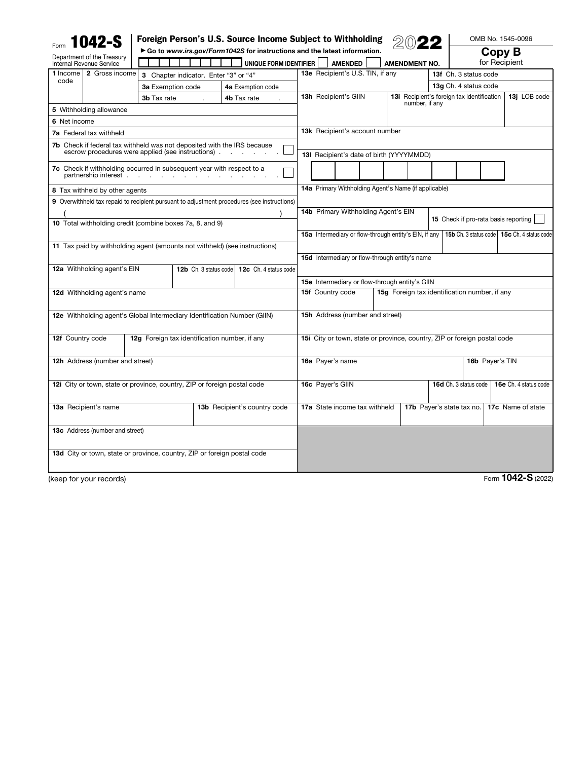Form **1042-S**

Department of the Treasury
Internal Revenue Service

# Foreign Person's U.S. Source Income Subject to Withholding

▶ Go to *www.irs.gov/Form1042S* for instructions and the latest information.

**2022**

OMB No. 1545-0096

**Copy B**
for Recipient

UNIQUE FORM IDENTIFIER ☐ AMENDED ☐ AMENDMENT NO.

| | |
|---|---|
| **1** Income code | **2** Gross income |
| **3** Chapter indicator. Enter "3" or "4" | |
| **3a** Exemption code | **4a** Exemption code |
| **3b** Tax rate . | **4b** Tax rate . |
| **5** Withholding allowance | |
| **6** Net income | |
| **7a** Federal tax withheld | |
| **7b** Check if federal tax withheld was not deposited with the IRS because escrow procedures were applied (see instructions) . . . . . . . ☐ | |
| **7c** Check if withholding occurred in subsequent year with respect to a partnership interest . . . . . . . . . . . . . . ☐ | |
| **8** Tax withheld by other agents | |
| **9** Overwithheld tax repaid to recipient pursuant to adjustment procedures (see instructions) ( ) | |
| **10** Total withholding credit (combine boxes 7a, 8, and 9) | |
| **11** Tax paid by withholding agent (amounts not withheld) (see instructions) | |
| **12a** Withholding agent's EIN | **12b** Ch. 3 status code / **12c** Ch. 4 status code |
| **12d** Withholding agent's name | |
| **12e** Withholding agent's Global Intermediary Identification Number (GIIN) | |
| **12f** Country code | **12g** Foreign tax identification number, if any |
| **12h** Address (number and street) | |
| **12i** City or town, state or province, country, ZIP or foreign postal code | |
| **13a** Recipient's name | **13b** Recipient's country code |
| **13c** Address (number and street) | |
| **13d** City or town, state or province, country, ZIP or foreign postal code | |

| | |
|---|---|
| **13e** Recipient's U.S. TIN, if any | **13f** Ch. 3 status code |
| | **13g** Ch. 4 status code |
| **13h** Recipient's GIIN | **13i** Recipient's foreign tax identification number, if any / **13j** LOB code |
| **13k** Recipient's account number | |
| **13l** Recipient's date of birth (YYYYMMDD) | |
| **14a** Primary Withholding Agent's Name (if applicable) | |
| **14b** Primary Withholding Agent's EIN | **15** Check if pro-rata basis reporting ☐ |
| **15a** Intermediary or flow-through entity's EIN, if any | **15b** Ch. 3 status code / **15c** Ch. 4 status code |
| **15d** Intermediary or flow-through entity's name | |
| **15e** Intermediary or flow-through entity's GIIN | |
| **15f** Country code | **15g** Foreign tax identification number, if any |
| **15h** Address (number and street) | |
| **15i** City or town, state or province, country, ZIP or foreign postal code | |
| **16a** Payer's name | **16b** Payer's TIN |
| **16c** Payer's GIIN | **16d** Ch. 3 status code / **16e** Ch. 4 status code |
| **17a** State income tax withheld | **17b** Payer's state tax no. / **17c** Name of state |

(keep for your records)

Form **1042-S** (2022)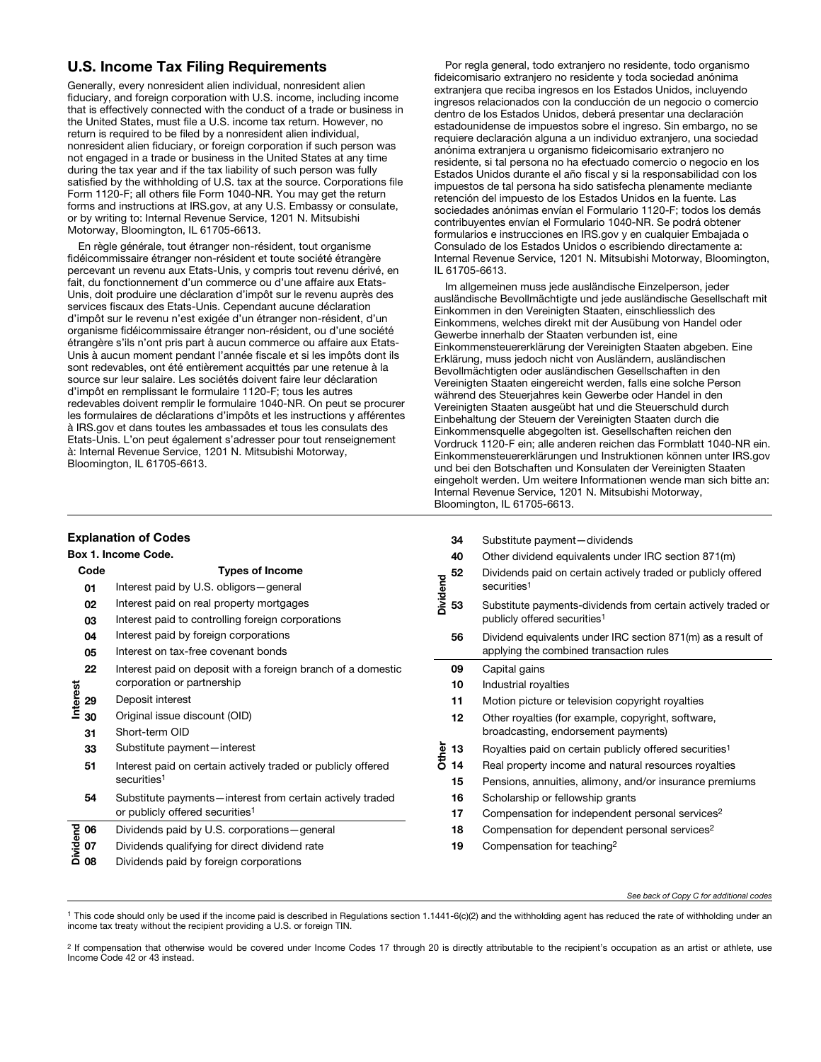## U.S. Income Tax Filing Requirements

Generally, every nonresident alien individual, nonresident alien fiduciary, and foreign corporation with U.S. income, including income that is effectively connected with the conduct of a trade or business in the United States, must file a U.S. income tax return. However, no return is required to be filed by a nonresident alien individual, nonresident alien fiduciary, or foreign corporation if such person was not engaged in a trade or business in the United States at any time during the tax year and if the tax liability of such person was fully satisfied by the withholding of U.S. tax at the source. Corporations file Form 1120-F; all others file Form 1040-NR. You may get the return forms and instructions at IRS.gov, at any U.S. Embassy or consulate, or by writing to: Internal Revenue Service, 1201 N. Mitsubishi Motorway, Bloomington, IL 61705-6613.

En règle générale, tout étranger non-résident, tout organisme fidéicommissaire étranger non-résident et toute société étrangère percevant un revenu aux Etats-Unis, y compris tout revenu dérivé, en fait, du fonctionnement d'un commerce ou d'une affaire aux Etats-Unis, doit produire une déclaration d'impôt sur le revenu auprès des services fiscaux des Etats-Unis. Cependant aucune déclaration d'impôt sur le revenu n'est exigée d'un étranger non-résident, d'un organisme fidéicommissaire étranger non-résident, ou d'une société étrangère s'ils n'ont pris part à aucun commerce ou affaire aux Etats-Unis à aucun moment pendant l'année fiscale et si les impôts dont ils sont redevables, ont été entièrement acquittés par une retenue à la source sur leur salaire. Les sociétés doivent faire leur déclaration d'impôt en remplissant le formulaire 1120-F; tous les autres redevables doivent remplir le formulaire 1040-NR. On peut se procurer les formulaires de déclarations d'impôts et les instructions y afférentes à IRS.gov et dans toutes les ambassades et tous les consulats des Etats-Unis. L'on peut également s'adresser pour tout renseignement à: Internal Revenue Service, 1201 N. Mitsubishi Motorway, Bloomington, IL 61705-6613.

Por regla general, todo extranjero no residente, todo organismo fideicomisario extranjero no residente y toda sociedad anónima extranjera que reciba ingresos en los Estados Unidos, incluyendo ingresos relacionados con la conducción de un negocio o comercio dentro de los Estados Unidos, deberá presentar una declaración estadounidense de impuestos sobre el ingreso. Sin embargo, no se requiere declaración alguna a un individuo extranjero, una sociedad anónima extranjera u organismo fideicomisario extranjero no residente, si tal persona no ha efectuado comercio o negocio en los Estados Unidos durante el año fiscal y si la responsabilidad con los impuestos de tal persona ha sido satisfecha plenamente mediante retención del impuesto de los Estados Unidos en la fuente. Las sociedades anónimas envían el Formulario 1120-F; todos los demás contribuyentes envían el Formulario 1040-NR. Se podrá obtener formularios e instrucciones en IRS.gov y en cualquier Embajada o Consulado de los Estados Unidos o escribiendo directamente a: Internal Revenue Service, 1201 N. Mitsubishi Motorway, Bloomington, IL 61705-6613.

Im allgemeinen muss jede ausländische Einzelperson, jeder ausländische Bevollmächtigte und jede ausländische Gesellschaft mit Einkommen in den Vereinigten Staaten, einschliesslich des Einkommens, welches direkt mit der Ausübung von Handel oder Gewerbe innerhalb der Staaten verbunden ist, eine Einkommensteuererklärung der Vereinigten Staaten abgeben. Eine Erklärung, muss jedoch nicht von Ausländern, ausländischen Bevollmächtigten oder ausländischen Gesellschaften in den Vereinigten Staaten eingereicht werden, falls eine solche Person während des Steuerjahres kein Gewerbe oder Handel in den Vereinigten Staaten ausgeübt hat und die Steuerschuld durch Einbehaltung der Steuern der Vereinigten Staaten durch die Einkommensquelle abgegolten ist. Gesellschaften reichen den Vordruck 1120-F ein; alle anderen reichen das Formblatt 1040-NR ein. Einkommensteuererklärungen und Instruktionen können unter IRS.gov und bei den Botschaften und Konsulaten der Vereinigten Staaten eingeholt werden. Um weitere Informationen wende man sich bitte an: Internal Revenue Service, 1201 N. Mitsubishi Motorway, Bloomington, IL 61705-6613.

### Explanation of Codes

**Box 1. Income Code.**

| | Code | Types of Income |
|---|---|---|
| Interest | 01 | Interest paid by U.S. obligors—general |
| | 02 | Interest paid on real property mortgages |
| | 03 | Interest paid to controlling foreign corporations |
| | 04 | Interest paid by foreign corporations |
| | 05 | Interest on tax-free covenant bonds |
| | 22 | Interest paid on deposit with a foreign branch of a domestic corporation or partnership |
| | 29 | Deposit interest |
| | 30 | Original issue discount (OID) |
| | 31 | Short-term OID |
| | 33 | Substitute payment—interest |
| | 51 | Interest paid on certain actively traded or publicly offered securities[1] |
| | 54 | Substitute payments—interest from certain actively traded or publicly offered securities[1] |
| Dividend | 06 | Dividends paid by U.S. corporations—general |
| | 07 | Dividends qualifying for direct dividend rate |
| | 08 | Dividends paid by foreign corporations |
| | 34 | Substitute payment—dividends |
| | 40 | Other dividend equivalents under IRC section 871(m) |
| | 52 | Dividends paid on certain actively traded or publicly offered securities[1] |
| | 53 | Substitute payments-dividends from certain actively traded or publicly offered securities[1] |
| | 56 | Dividend equivalents under IRC section 871(m) as a result of applying the combined transaction rules |
| Other | 09 | Capital gains |
| | 10 | Industrial royalties |
| | 11 | Motion picture or television copyright royalties |
| | 12 | Other royalties (for example, copyright, software, broadcasting, endorsement payments) |
| | 13 | Royalties paid on certain publicly offered securities[1] |
| | 14 | Real property income and natural resources royalties |
| | 15 | Pensions, annuities, alimony, and/or insurance premiums |
| | 16 | Scholarship or fellowship grants |
| | 17 | Compensation for independent personal services[2] |
| | 18 | Compensation for dependent personal services[2] |
| | 19 | Compensation for teaching[2] |

*See back of Copy C for additional codes*

[1] This code should only be used if the income paid is described in Regulations section 1.1441-6(c)(2) and the withholding agent has reduced the rate of withholding under an income tax treaty without the recipient providing a U.S. or foreign TIN.

[2] If compensation that otherwise would be covered under Income Codes 17 through 20 is directly attributable to the recipient's occupation as an artist or athlete, use Income Code 42 or 43 instead.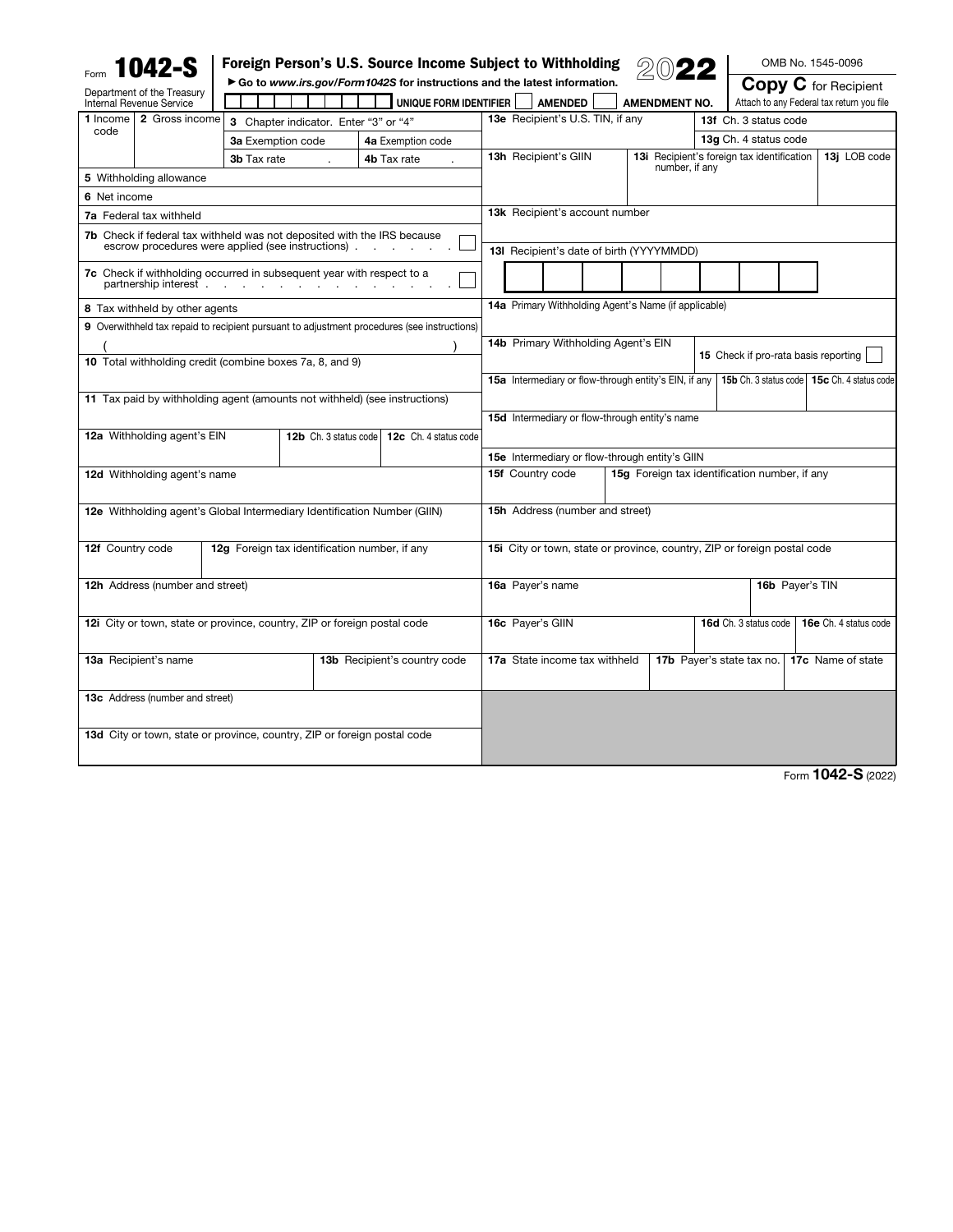Form **1042-S**

Department of the Treasury
Internal Revenue Service

# Foreign Person's U.S. Source Income Subject to Withholding

▶ Go to *www.irs.gov/Form1042S* for instructions and the latest information.

**2022**

OMB No. 1545-0096

**Copy C** for Recipient

Attach to any Federal tax return you file

UNIQUE FORM IDENTIFIER ☐ AMENDED ☐ AMENDMENT NO.

| | |
|---|---|
| **1** Income code | **2** Gross income |
| **3** Chapter indicator. Enter "3" or "4" | |
| **3a** Exemption code | **4a** Exemption code |
| **3b** Tax rate . | **4b** Tax rate . |
| **5** Withholding allowance | |
| **6** Net income | |
| **7a** Federal tax withheld | |
| **7b** Check if federal tax withheld was not deposited with the IRS because escrow procedures were applied (see instructions) . . . . . . . ☐ | |
| **7c** Check if withholding occurred in subsequent year with respect to a partnership interest . . . . . . . . . . . . . . ☐ | |
| **8** Tax withheld by other agents | |
| **9** Overwithheld tax repaid to recipient pursuant to adjustment procedures (see instructions) ( ) | |
| **10** Total withholding credit (combine boxes 7a, 8, and 9) | |
| **11** Tax paid by withholding agent (amounts not withheld) (see instructions) | |
| **12a** Withholding agent's EIN | **12b** Ch. 3 status code / **12c** Ch. 4 status code |
| **12d** Withholding agent's name | |
| **12e** Withholding agent's Global Intermediary Identification Number (GIIN) | |
| **12f** Country code | **12g** Foreign tax identification number, if any |
| **12h** Address (number and street) | |
| **12i** City or town, state or province, country, ZIP or foreign postal code | |
| **13a** Recipient's name | **13b** Recipient's country code |
| **13c** Address (number and street) | |
| **13d** City or town, state or province, country, ZIP or foreign postal code | |

| | |
|---|---|
| **13e** Recipient's U.S. TIN, if any | **13f** Ch. 3 status code / **13g** Ch. 4 status code |
| **13h** Recipient's GIIN | **13i** Recipient's foreign tax identification number, if any / **13j** LOB code |
| **13k** Recipient's account number | |
| **13l** Recipient's date of birth (YYYYMMDD) | |
| **14a** Primary Withholding Agent's Name (if applicable) | |
| **14b** Primary Withholding Agent's EIN | **15** Check if pro-rata basis reporting ☐ |
| **15a** Intermediary or flow-through entity's EIN, if any | **15b** Ch. 3 status code / **15c** Ch. 4 status code |
| **15d** Intermediary or flow-through entity's name | |
| **15e** Intermediary or flow-through entity's GIIN | |
| **15f** Country code | **15g** Foreign tax identification number, if any |
| **15h** Address (number and street) | |
| **15i** City or town, state or province, country, ZIP or foreign postal code | |
| **16a** Payer's name | **16b** Payer's TIN |
| **16c** Payer's GIIN | **16d** Ch. 3 status code / **16e** Ch. 4 status code |
| **17a** State income tax withheld | **17b** Payer's state tax no. / **17c** Name of state |

Form **1042-S** (2022)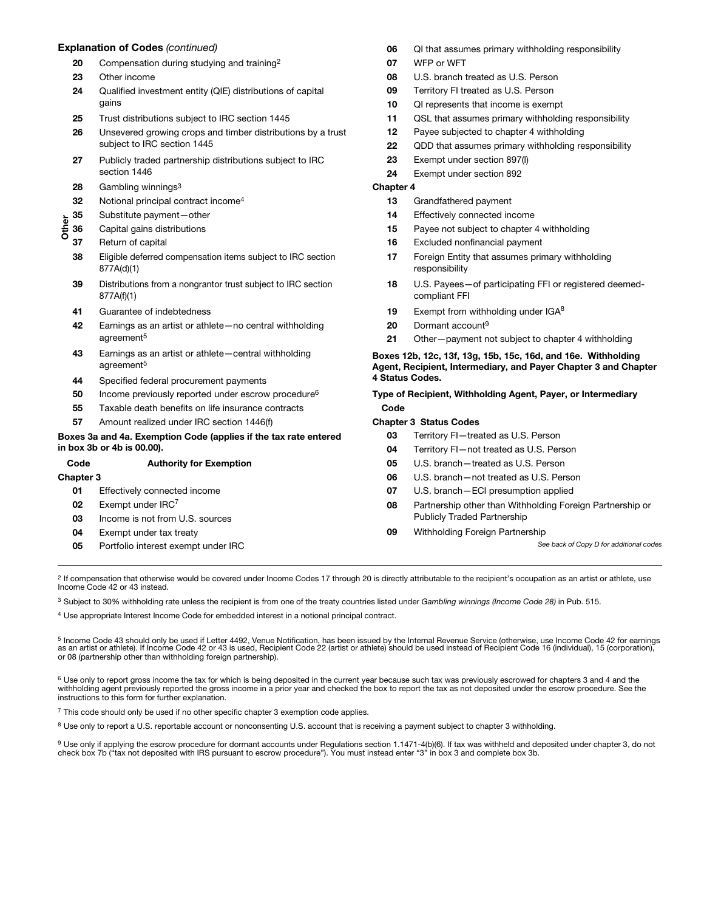**Explanation of Codes** *(continued)*

| Code | Description |
|---|---|
| 20 | Compensation during studying and training[2] |
| 23 | Other income |
| 24 | Qualified investment entity (QIE) distributions of capital gains |
| 25 | Trust distributions subject to IRC section 1445 |
| 26 | Unsevered growing crops and timber distributions by a trust subject to IRC section 1445 |
| 27 | Publicly traded partnership distributions subject to IRC section 1446 |
| 28 | Gambling winnings[3] |
| 32 | Notional principal contract income[4] |
| 35 | Substitute payment—other |
| 36 | Capital gains distributions |
| 37 | Return of capital |
| 38 | Eligible deferred compensation items subject to IRC section 877A(d)(1) |
| 39 | Distributions from a nongrantor trust subject to IRC section 877A(f)(1) |
| 41 | Guarantee of indebtedness |
| 42 | Earnings as an artist or athlete—no central withholding agreement[5] |
| 43 | Earnings as an artist or athlete—central withholding agreement[5] |
| 44 | Specified federal procurement payments |
| 50 | Income previously reported under escrow procedure[6] |
| 55 | Taxable death benefits on life insurance contracts |
| 57 | Amount realized under IRC section 1446(f) |

(Codes 20 through 57 above are listed under the side label "Other".)

**Boxes 3a and 4a. Exemption Code (applies if the tax rate entered in box 3b or 4b is 00.00).**

| Code | Authority for Exemption |
|---|---|
| **Chapter 3** | |
| 01 | Effectively connected income |
| 02 | Exempt under IRC[7] |
| 03 | Income is not from U.S. sources |
| 04 | Exempt under tax treaty |
| 05 | Portfolio interest exempt under IRC |
| 06 | QI that assumes primary withholding responsibility |
| 07 | WFP or WFT |
| 08 | U.S. branch treated as U.S. Person |
| 09 | Territory FI treated as U.S. Person |
| 10 | QI represents that income is exempt |
| 11 | QSL that assumes primary withholding responsibility |
| 12 | Payee subjected to chapter 4 withholding |
| 22 | QDD that assumes primary withholding responsibility |
| 23 | Exempt under section 897(l) |
| 24 | Exempt under section 892 |
| **Chapter 4** | |
| 13 | Grandfathered payment |
| 14 | Effectively connected income |
| 15 | Payee not subject to chapter 4 withholding |
| 16 | Excluded nonfinancial payment |
| 17 | Foreign Entity that assumes primary withholding responsibility |
| 18 | U.S. Payees—of participating FFI or registered deemed-compliant FFI |
| 19 | Exempt from withholding under IGA[8] |
| 20 | Dormant account[9] |
| 21 | Other—payment not subject to chapter 4 withholding |

**Boxes 12b, 12c, 13f, 13g, 15b, 15c, 16d, and 16e. Withholding Agent, Recipient, Intermediary, and Payer Chapter 3 and Chapter 4 Status Codes.**

| Code | Type of Recipient, Withholding Agent, Payer, or Intermediary |
|---|---|
| **Chapter 3 Status Codes** | |
| 03 | Territory FI—treated as U.S. Person |
| 04 | Territory FI—not treated as U.S. Person |
| 05 | U.S. branch—treated as U.S. Person |
| 06 | U.S. branch—not treated as U.S. Person |
| 07 | U.S. branch—ECI presumption applied |
| 08 | Partnership other than Withholding Foreign Partnership or Publicly Traded Partnership |
| 09 | Withholding Foreign Partnership |

*See back of Copy D for additional codes*

---

[2] If compensation that otherwise would be covered under Income Codes 17 through 20 is directly attributable to the recipient's occupation as an artist or athlete, use Income Code 42 or 43 instead.

[3] Subject to 30% withholding rate unless the recipient is from one of the treaty countries listed under *Gambling winnings (Income Code 28)* in Pub. 515.

[4] Use appropriate Interest Income Code for embedded interest in a notional principal contract.

[5] Income Code 43 should only be used if Letter 4492, Venue Notification, has been issued by the Internal Revenue Service (otherwise, use Income Code 42 for earnings as an artist or athlete). If Income Code 42 or 43 is used, Recipient Code 22 (artist or athlete) should be used instead of Recipient Code 16 (individual), 15 (corporation), or 08 (partnership other than withholding foreign partnership).

[6] Use only to report gross income the tax for which is being deposited in the current year because such tax was previously escrowed for chapters 3 and 4 and the withholding agent previously reported the gross income in a prior year and checked the box to report the tax as not deposited under the escrow procedure. See the instructions to this form for further explanation.

[7] This code should only be used if no other specific chapter 3 exemption code applies.

[8] Use only to report a U.S. reportable account or nonconsenting U.S. account that is receiving a payment subject to chapter 3 withholding.

[9] Use only if applying the escrow procedure for dormant accounts under Regulations section 1.1471-4(b)(6). If tax was withheld and deposited under chapter 3, do not check box 7b ("tax not deposited with IRS pursuant to escrow procedure"). You must instead enter "3" in box 3 and complete box 3b.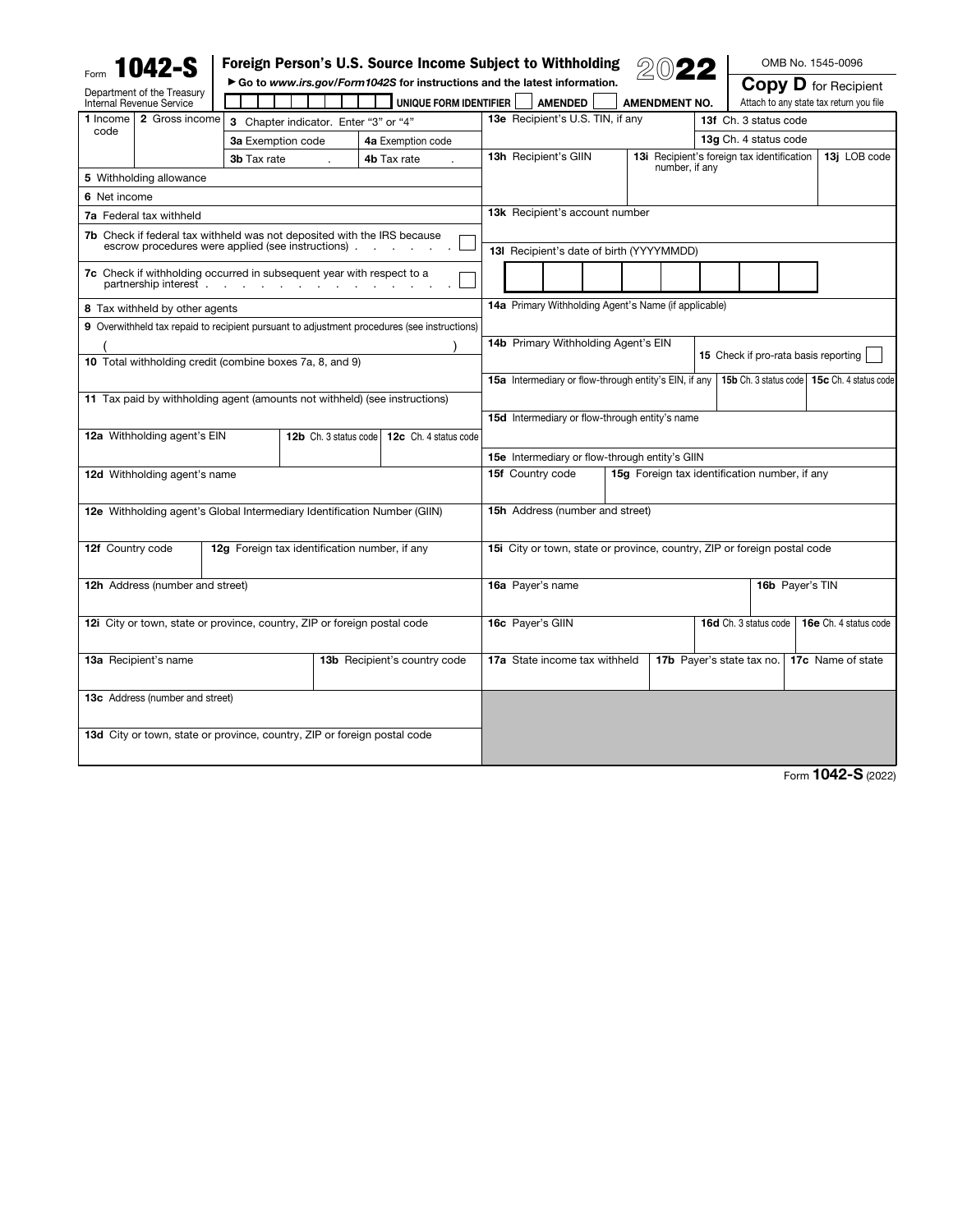Form **1042-S**

Department of the Treasury
Internal Revenue Service

**Foreign Person's U.S. Source Income Subject to Withholding**

▶ Go to *www.irs.gov/Form1042S* for instructions and the latest information.

**2022**

OMB No. 1545-0096

**Copy D** for Recipient
Attach to any state tax return you file

UNIQUE FORM IDENTIFIER | AMENDED | AMENDMENT NO.

| | |
|---|---|
| **1** Income code | **13e** Recipient's U.S. TIN, if any |
| **2** Gross income | **13f** Ch. 3 status code |
| **3** Chapter indicator. Enter "3" or "4" | **13g** Ch. 4 status code |
| **3a** Exemption code | **13h** Recipient's GIIN |
| **3b** Tax rate . | **13i** Recipient's foreign tax identification number, if any |
| **4a** Exemption code | **13j** LOB code |
| **4b** Tax rate . | **13k** Recipient's account number |
| **5** Withholding allowance | **13l** Recipient's date of birth (YYYYMMDD) |
| **6** Net income | **14a** Primary Withholding Agent's Name (if applicable) |
| **7a** Federal tax withheld | **14b** Primary Withholding Agent's EIN |
| **7b** Check if federal tax withheld was not deposited with the IRS because escrow procedures were applied (see instructions) . . . . . . . ☐ | **15** Check if pro-rata basis reporting ☐ |
| **7c** Check if withholding occurred in subsequent year with respect to a partnership interest . . . . . . . . . . . . . . ☐ | **15a** Intermediary or flow-through entity's EIN, if any |
| **8** Tax withheld by other agents | **15b** Ch. 3 status code |
| **9** Overwithheld tax repaid to recipient pursuant to adjustment procedures (see instructions) ( ) | **15c** Ch. 4 status code |
| **10** Total withholding credit (combine boxes 7a, 8, and 9) | **15d** Intermediary or flow-through entity's name |
| **11** Tax paid by withholding agent (amounts not withheld) (see instructions) | **15e** Intermediary or flow-through entity's GIIN |
| **12a** Withholding agent's EIN | **15f** Country code |
| **12b** Ch. 3 status code | **15g** Foreign tax identification number, if any |
| **12c** Ch. 4 status code | **15h** Address (number and street) |
| **12d** Withholding agent's name | **15i** City or town, state or province, country, ZIP or foreign postal code |
| **12e** Withholding agent's Global Intermediary Identification Number (GIIN) | **16a** Payer's name |
| **12f** Country code | **16b** Payer's TIN |
| **12g** Foreign tax identification number, if any | **16c** Payer's GIIN |
| **12h** Address (number and street) | **16d** Ch. 3 status code |
| **12i** City or town, state or province, country, ZIP or foreign postal code | **16e** Ch. 4 status code |
| **13a** Recipient's name | **17a** State income tax withheld |
| **13b** Recipient's country code | **17b** Payer's state tax no. |
| **13c** Address (number and street) | **17c** Name of state |
| **13d** City or town, state or province, country, ZIP or foreign postal code | |

Form **1042-S** (2022)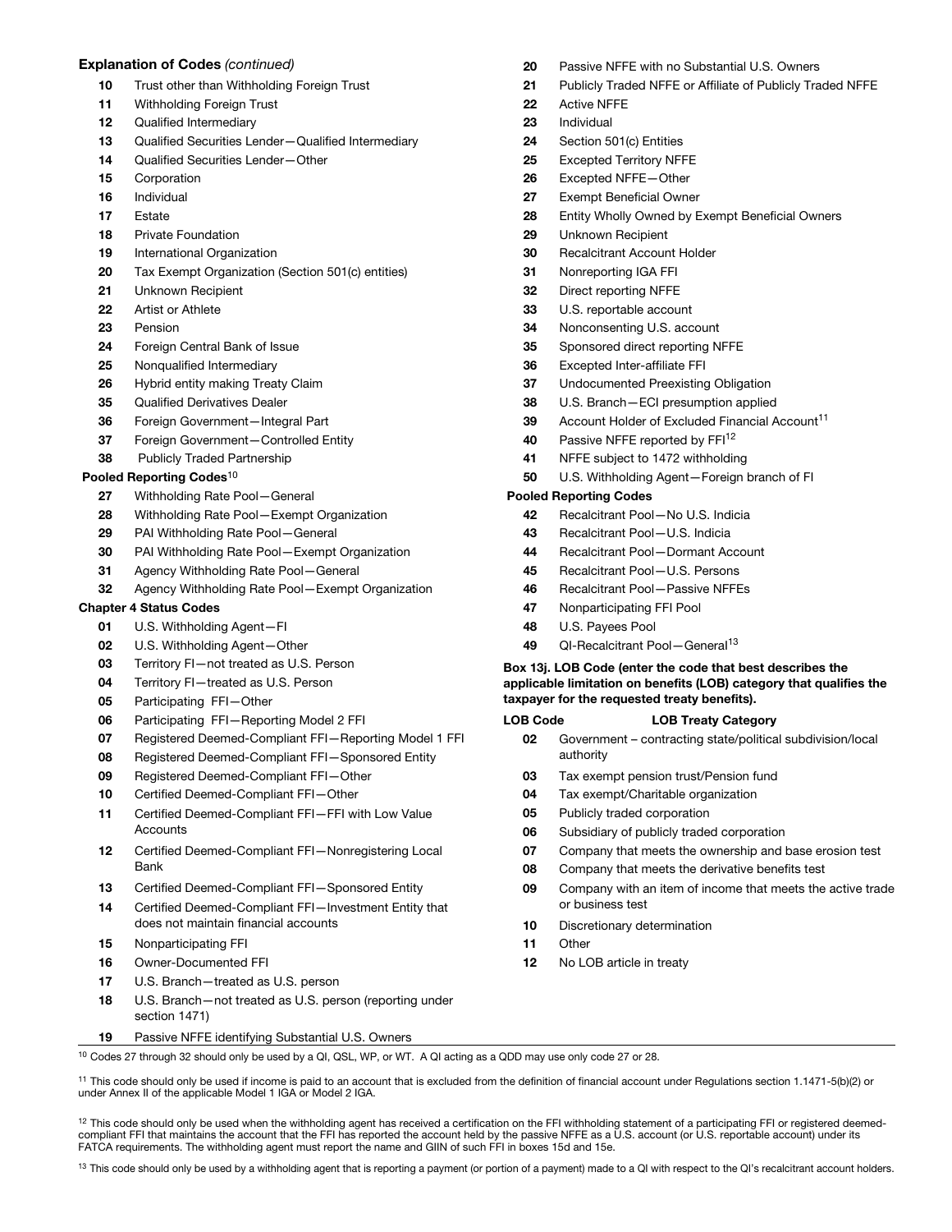**Explanation of Codes** *(continued)*

- **10** Trust other than Withholding Foreign Trust
- **11** Withholding Foreign Trust
- **12** Qualified Intermediary
- **13** Qualified Securities Lender—Qualified Intermediary
- **14** Qualified Securities Lender—Other
- **15** Corporation
- **16** Individual
- **17** Estate
- **18** Private Foundation
- **19** International Organization
- **20** Tax Exempt Organization (Section 501(c) entities)
- **21** Unknown Recipient
- **22** Artist or Athlete
- **23** Pension
- **24** Foreign Central Bank of Issue
- **25** Nonqualified Intermediary
- **26** Hybrid entity making Treaty Claim
- **35** Qualified Derivatives Dealer
- **36** Foreign Government—Integral Part
- **37** Foreign Government—Controlled Entity
- **38** Publicly Traded Partnership

**Pooled Reporting Codes**[10]

- **27** Withholding Rate Pool—General
- **28** Withholding Rate Pool—Exempt Organization
- **29** PAI Withholding Rate Pool—General
- **30** PAI Withholding Rate Pool—Exempt Organization
- **31** Agency Withholding Rate Pool—General
- **32** Agency Withholding Rate Pool—Exempt Organization

**Chapter 4 Status Codes**

- **01** U.S. Withholding Agent—FI
- **02** U.S. Withholding Agent—Other
- **03** Territory FI—not treated as U.S. Person
- **04** Territory FI—treated as U.S. Person
- **05** Participating FFI—Other
- **06** Participating FFI—Reporting Model 2 FFI
- **07** Registered Deemed-Compliant FFI—Reporting Model 1 FFI
- **08** Registered Deemed-Compliant FFI—Sponsored Entity
- **09** Registered Deemed-Compliant FFI—Other
- **10** Certified Deemed-Compliant FFI—Other
- **11** Certified Deemed-Compliant FFI—FFI with Low Value Accounts
- **12** Certified Deemed-Compliant FFI—Nonregistering Local Bank
- **13** Certified Deemed-Compliant FFI—Sponsored Entity
- **14** Certified Deemed-Compliant FFI—Investment Entity that does not maintain financial accounts
- **15** Nonparticipating FFI
- **16** Owner-Documented FFI
- **17** U.S. Branch—treated as U.S. person
- **18** U.S. Branch—not treated as U.S. person (reporting under section 1471)
- **19** Passive NFFE identifying Substantial U.S. Owners
- **20** Passive NFFE with no Substantial U.S. Owners
- **21** Publicly Traded NFFE or Affiliate of Publicly Traded NFFE
- **22** Active NFFE
- **23** Individual
- **24** Section 501(c) Entities
- **25** Excepted Territory NFFE
- **26** Excepted NFFE—Other
- **27** Exempt Beneficial Owner
- **28** Entity Wholly Owned by Exempt Beneficial Owners
- **29** Unknown Recipient
- **30** Recalcitrant Account Holder
- **31** Nonreporting IGA FFI
- **32** Direct reporting NFFE
- **33** U.S. reportable account
- **34** Nonconsenting U.S. account
- **35** Sponsored direct reporting NFFE
- **36** Excepted Inter-affiliate FFI
- **37** Undocumented Preexisting Obligation
- **38** U.S. Branch—ECI presumption applied
- **39** Account Holder of Excluded Financial Account[11]
- **40** Passive NFFE reported by FFI[12]
- **41** NFFE subject to 1472 withholding
- **50** U.S. Withholding Agent—Foreign branch of FI

**Pooled Reporting Codes**

- **42** Recalcitrant Pool—No U.S. Indicia
- **43** Recalcitrant Pool—U.S. Indicia
- **44** Recalcitrant Pool—Dormant Account
- **45** Recalcitrant Pool—U.S. Persons
- **46** Recalcitrant Pool—Passive NFFEs
- **47** Nonparticipating FFI Pool
- **48** U.S. Payees Pool
- **49** QI-Recalcitrant Pool—General[13]

**Box 13j. LOB Code (enter the code that best describes the applicable limitation on benefits (LOB) category that qualifies the taxpayer for the requested treaty benefits).**

| LOB Code | LOB Treaty Category |
|---|---|
| 02 | Government – contracting state/political subdivision/local authority |
| 03 | Tax exempt pension trust/Pension fund |
| 04 | Tax exempt/Charitable organization |
| 05 | Publicly traded corporation |
| 06 | Subsidiary of publicly traded corporation |
| 07 | Company that meets the ownership and base erosion test |
| 08 | Company that meets the derivative benefits test |
| 09 | Company with an item of income that meets the active trade or business test |
| 10 | Discretionary determination |
| 11 | Other |
| 12 | No LOB article in treaty |

---

[10] Codes 27 through 32 should only be used by a QI, QSL, WP, or WT. A QI acting as a QDD may use only code 27 or 28.

[11] This code should only be used if income is paid to an account that is excluded from the definition of financial account under Regulations section 1.1471-5(b)(2) or under Annex II of the applicable Model 1 IGA or Model 2 IGA.

[12] This code should only be used when the withholding agent has received a certification on the FFI withholding statement of a participating FFI or registered deemed-compliant FFI that maintains the account that the FFI has reported the account held by the passive NFFE as a U.S. account (or U.S. reportable account) under its FATCA requirements. The withholding agent must report the name and GIIN of such FFI in boxes 15d and 15e.

[13] This code should only be used by a withholding agent that is reporting a payment (or portion of a payment) made to a QI with respect to the QI's recalcitrant account holders.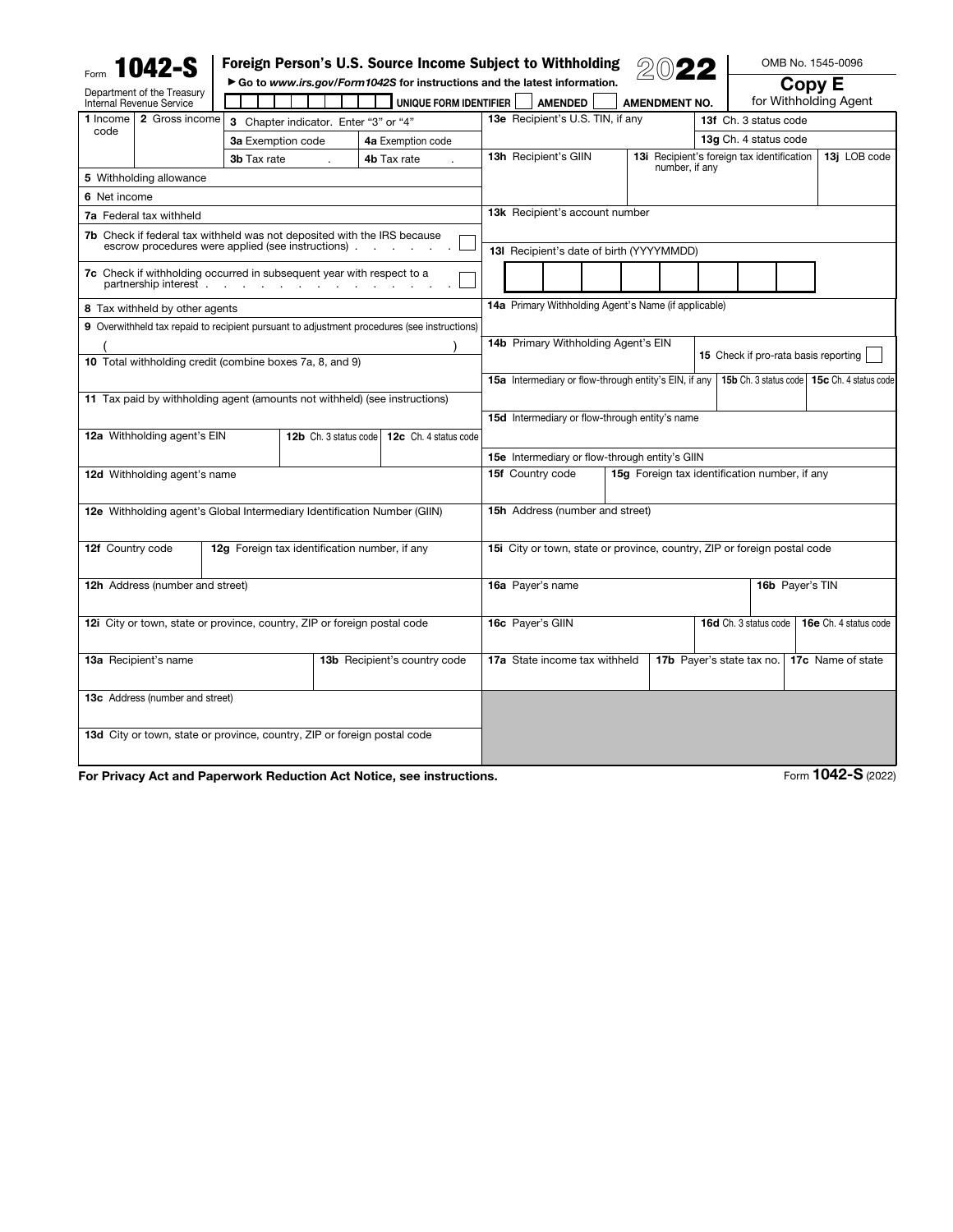Form **1042-S**

Department of the Treasury
Internal Revenue Service

**Foreign Person's U.S. Source Income Subject to Withholding**

▶ Go to *www.irs.gov/Form1042S* for instructions and the latest information.

**2022**

OMB No. 1545-0096

**Copy E**
for Withholding Agent

UNIQUE FORM IDENTIFIER ☐ AMENDED ☐ AMENDMENT NO.

| | |
|---|---|
| **1** Income code | **2** Gross income |
| **3** Chapter indicator. Enter "3" or "4" | |
| **3a** Exemption code | **4a** Exemption code |
| **3b** Tax rate . | **4b** Tax rate . |
| **5** Withholding allowance | |
| **6** Net income | |
| **7a** Federal tax withheld | |
| **7b** Check if federal tax withheld was not deposited with the IRS because escrow procedures were applied (see instructions) . . . . . . . ☐ | |
| **7c** Check if withholding occurred in subsequent year with respect to a partnership interest . . . . . . . . . . . . . . . ☐ | |
| **8** Tax withheld by other agents | |
| **9** Overwithheld tax repaid to recipient pursuant to adjustment procedures (see instructions) ( ) | |
| **10** Total withholding credit (combine boxes 7a, 8, and 9) | |
| **11** Tax paid by withholding agent (amounts not withheld) (see instructions) | |
| **12a** Withholding agent's EIN | **12b** Ch. 3 status code / **12c** Ch. 4 status code |
| **12d** Withholding agent's name | |
| **12e** Withholding agent's Global Intermediary Identification Number (GIIN) | |
| **12f** Country code | **12g** Foreign tax identification number, if any |
| **12h** Address (number and street) | |
| **12i** City or town, state or province, country, ZIP or foreign postal code | |
| **13a** Recipient's name | **13b** Recipient's country code |
| **13c** Address (number and street) | |
| **13d** City or town, state or province, country, ZIP or foreign postal code | |

| | |
|---|---|
| **13e** Recipient's U.S. TIN, if any | **13f** Ch. 3 status code |
| | **13g** Ch. 4 status code |
| **13h** Recipient's GIIN | **13i** Recipient's foreign tax identification number, if any / **13j** LOB code |
| **13k** Recipient's account number | |
| **13l** Recipient's date of birth (YYYYMMDD) | |
| **14a** Primary Withholding Agent's Name (if applicable) | |
| **14b** Primary Withholding Agent's EIN | **15** Check if pro-rata basis reporting ☐ |
| **15a** Intermediary or flow-through entity's EIN, if any | **15b** Ch. 3 status code / **15c** Ch. 4 status code |
| **15d** Intermediary or flow-through entity's name | |
| **15e** Intermediary or flow-through entity's GIIN | |
| **15f** Country code | **15g** Foreign tax identification number, if any |
| **15h** Address (number and street) | |
| **15i** City or town, state or province, country, ZIP or foreign postal code | |
| **16a** Payer's name | **16b** Payer's TIN |
| **16c** Payer's GIIN | **16d** Ch. 3 status code / **16e** Ch. 4 status code |
| **17a** State income tax withheld | **17b** Payer's state tax no. / **17c** Name of state |

**For Privacy Act and Paperwork Reduction Act Notice, see instructions.**

Form **1042-S** (2022)